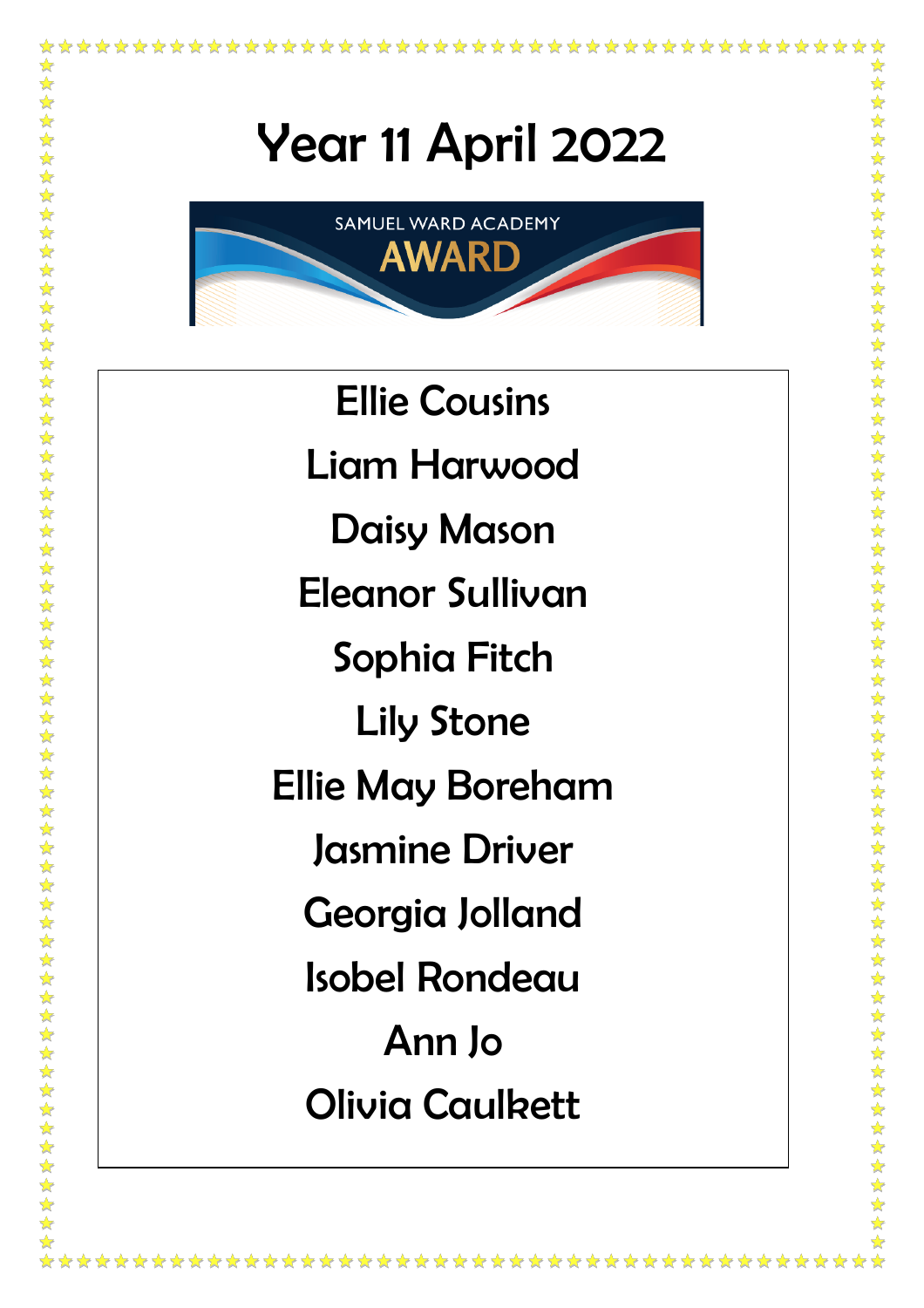# Year 11 April 2022

SAMUEL WARD ACADEMY
AWARD

Ellie Cousins

Liam Harwood

Daisy Mason

Eleanor Sullivan

Sophia Fitch

Lily Stone

Ellie May Boreham

Jasmine Driver

Georgia Jolland

Isobel Rondeau

Ann Jo

Olivia Caulkett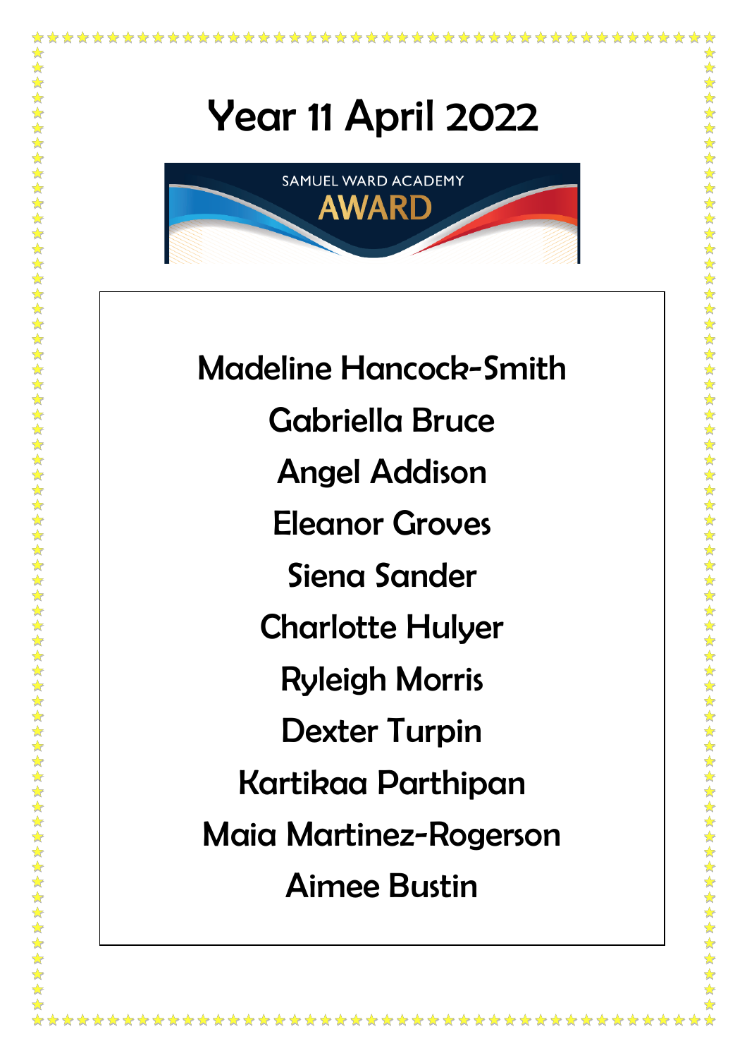# Year 11 April 2022

SAMUEL WARD ACADEMY

AWARD

Madeline Hancock-Smith

Gabriella Bruce

Angel Addison

Eleanor Groves

Siena Sander

Charlotte Hulyer

Ryleigh Morris

Dexter Turpin

Kartikaa Parthipan

Maia Martinez-Rogerson

Aimee Bustin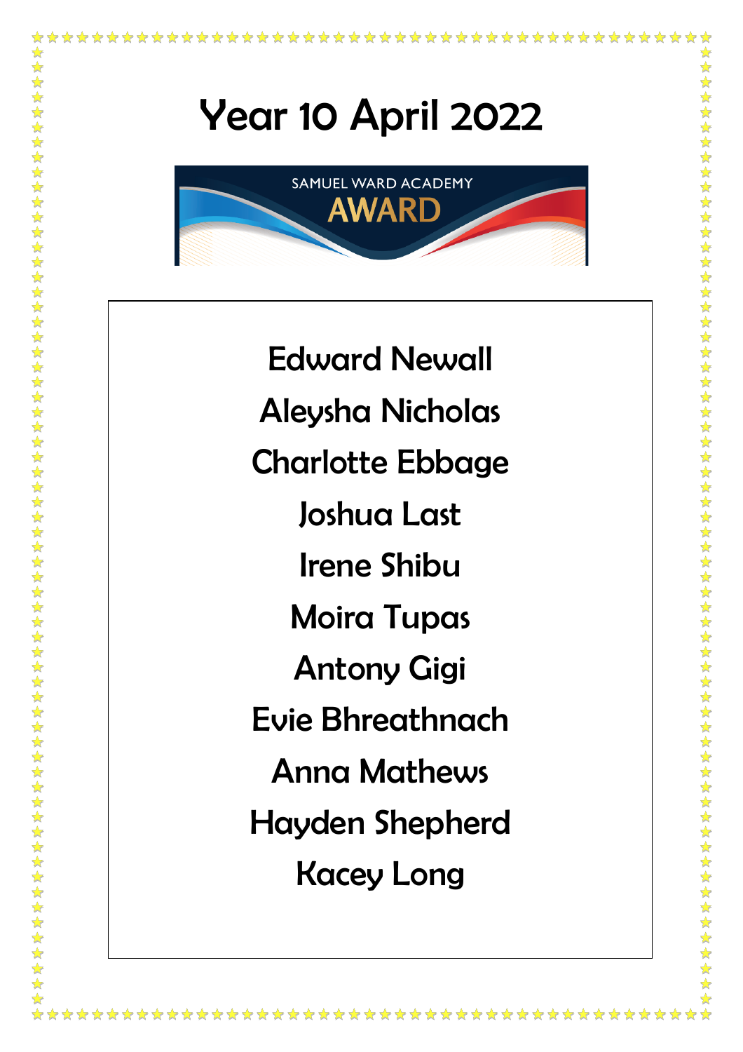# Year 10 April 2022

SAMUEL WARD ACADEMY

AWARD

Edward Newall

Aleysha Nicholas

Charlotte Ebbage

Joshua Last

Irene Shibu

Moira Tupas

Antony Gigi

Evie Bhreathnach

Anna Mathews

Hayden Shepherd

Kacey Long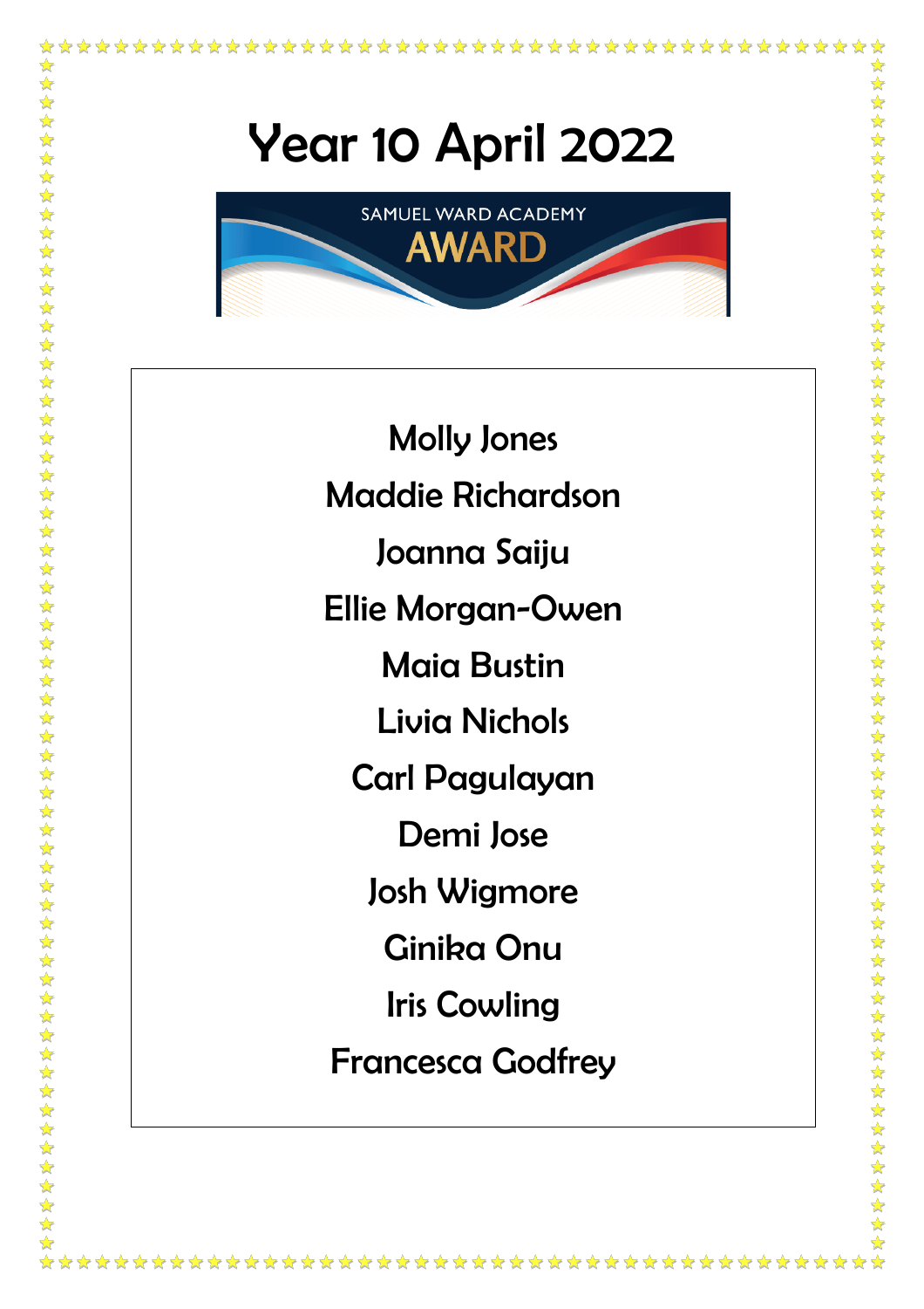# Year 10 April 2022

SAMUEL WARD ACADEMY

AWARD

Molly Jones

Maddie Richardson

Joanna Saiju

Ellie Morgan-Owen

Maia Bustin

Livia Nichols

Carl Pagulayan

Demi Jose

Josh Wigmore

Ginika Onu

Iris Cowling

Francesca Godfrey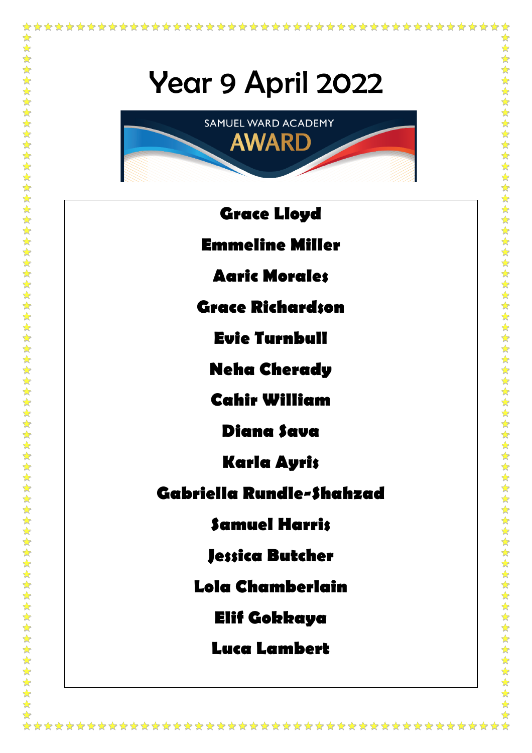# Year 9 April 2022

SAMUEL WARD ACADEMY

AWARD

**Grace Lloyd**

**Emmeline Miller**

**Aaric Morales**

**Grace Richardson**

**Evie Turnbull**

**Neha Cherady**

**Cahir William**

**Diana Sava**

**Karla Ayris**

**Gabriella Rundle-Shahzad**

**Samuel Harris**

**Jessica Butcher**

**Lola Chamberlain**

**Elif Gokkaya**

**Luca Lambert**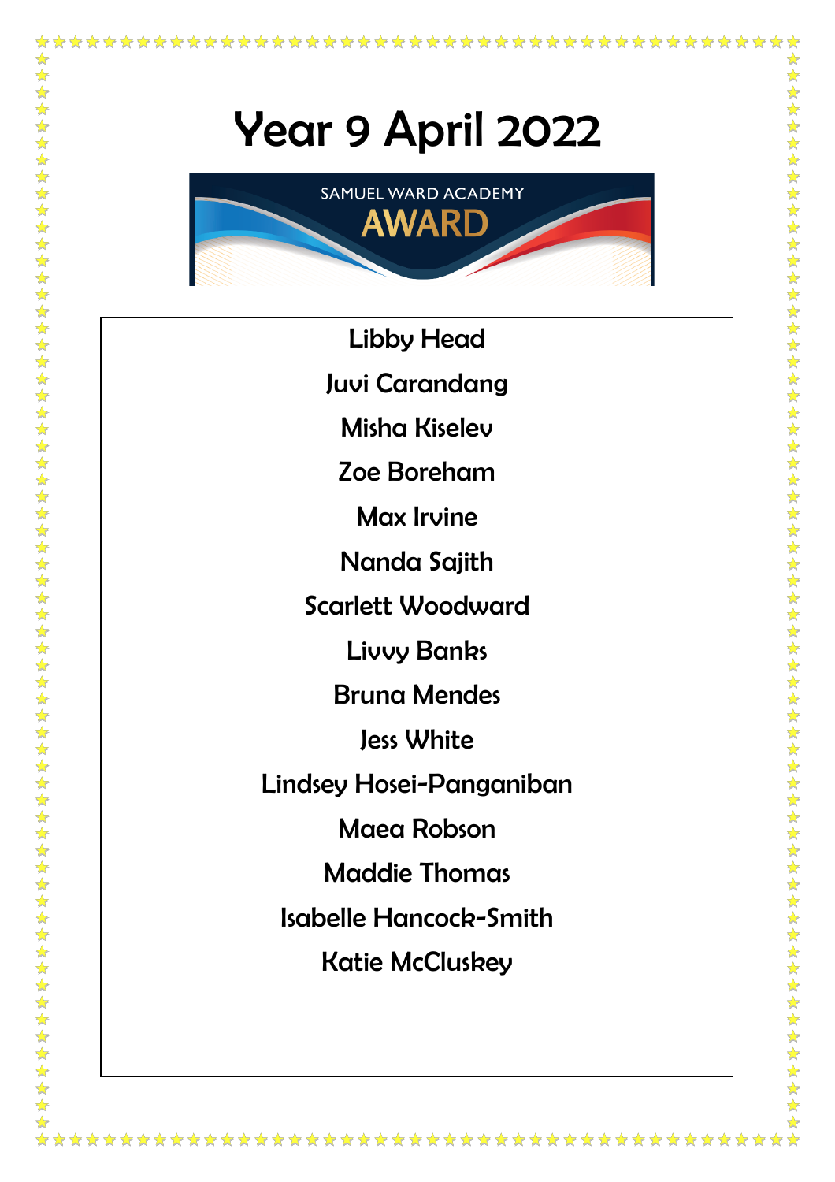# Year 9 April 2022

SAMUEL WARD ACADEMY

AWARD

Libby Head

Juvi Carandang

Misha Kiselev

Zoe Boreham

Max Irvine

Nanda Sajith

Scarlett Woodward

Livvy Banks

Bruna Mendes

Jess White

Lindsey Hosei-Panganiban

Maea Robson

Maddie Thomas

Isabelle Hancock-Smith

Katie McCluskey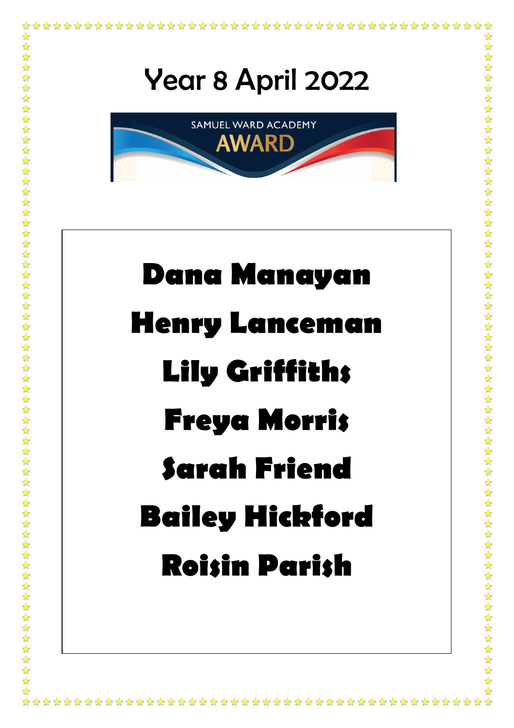# Year 8 April 2022

SAMUEL WARD ACADEMY

AWARD

**Dana Manayan**

**Henry Lanceman**

**Lily Griffiths**

**Freya Morris**

**Sarah Friend**

**Bailey Hickford**

**Roisin Parish**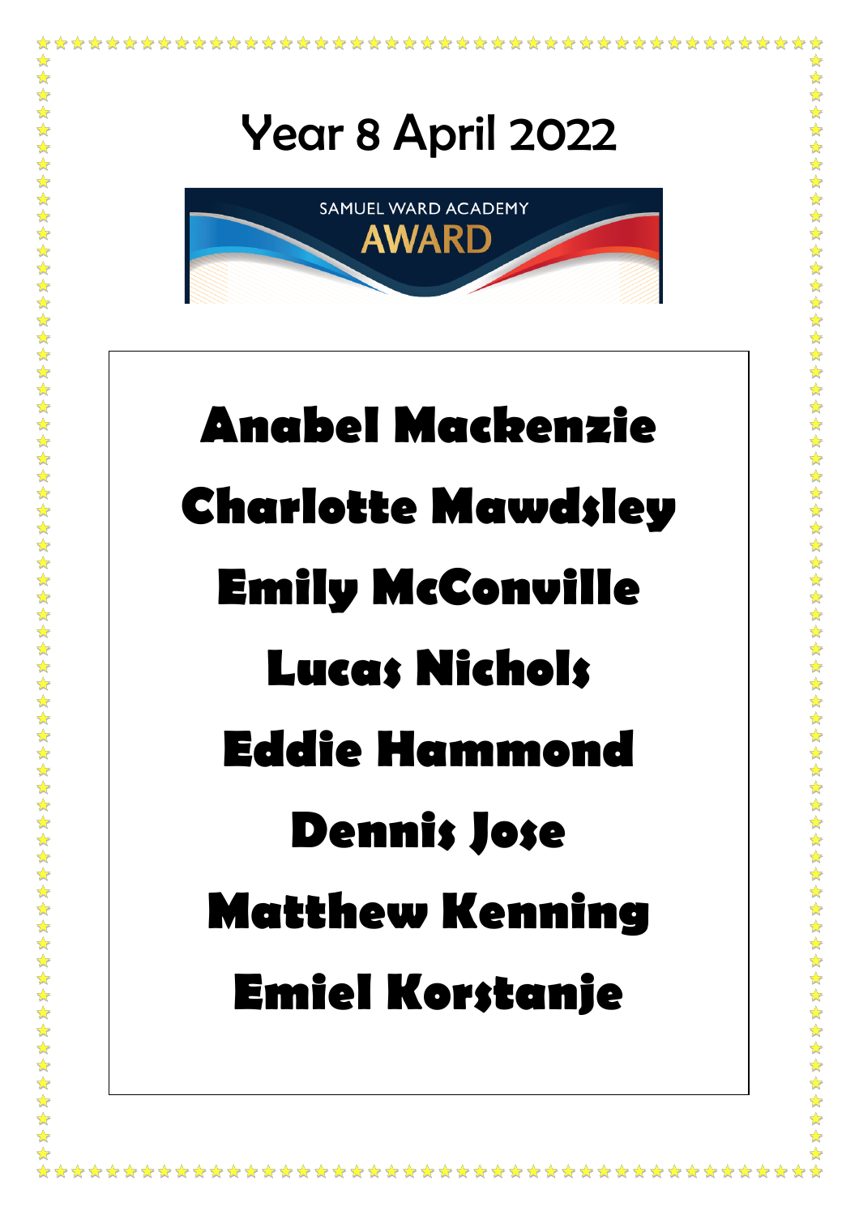# Year 8 April 2022

SAMUEL WARD ACADEMY
AWARD

**Anabel Mackenzie**

**Charlotte Mawdsley**

**Emily McConville**

**Lucas Nichols**

**Eddie Hammond**

**Dennis Jose**

**Matthew Kenning**

**Emiel Korstanje**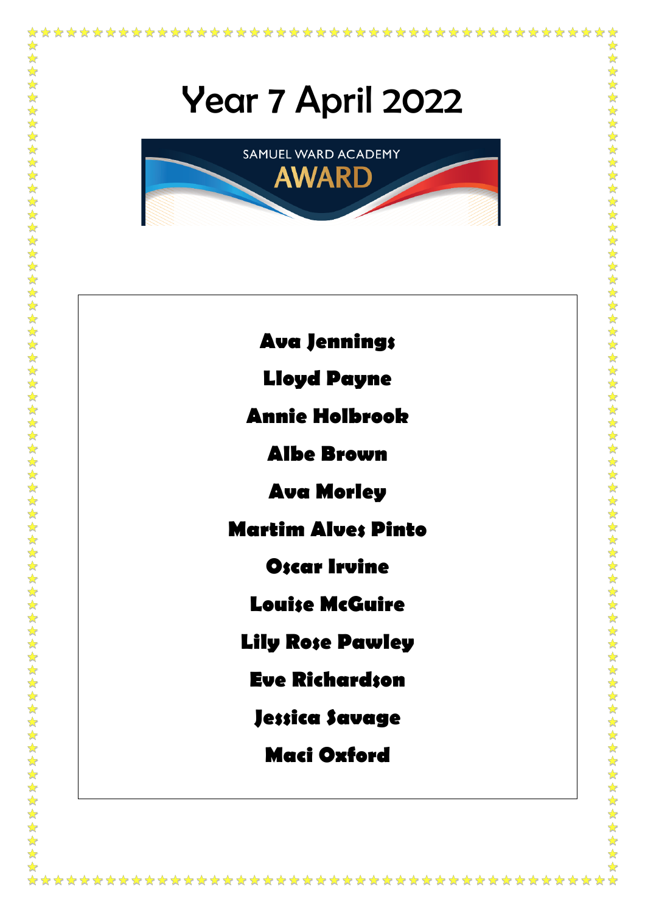# Year 7 April 2022

SAMUEL WARD ACADEMY

AWARD

**Ava Jennings**

**Lloyd Payne**

**Annie Holbrook**

**Albe Brown**

**Ava Morley**

**Martim Alves Pinto**

**Oscar Irvine**

**Louise McGuire**

**Lily Rose Pawley**

**Eve Richardson**

**Jessica Savage**

**Maci Oxford**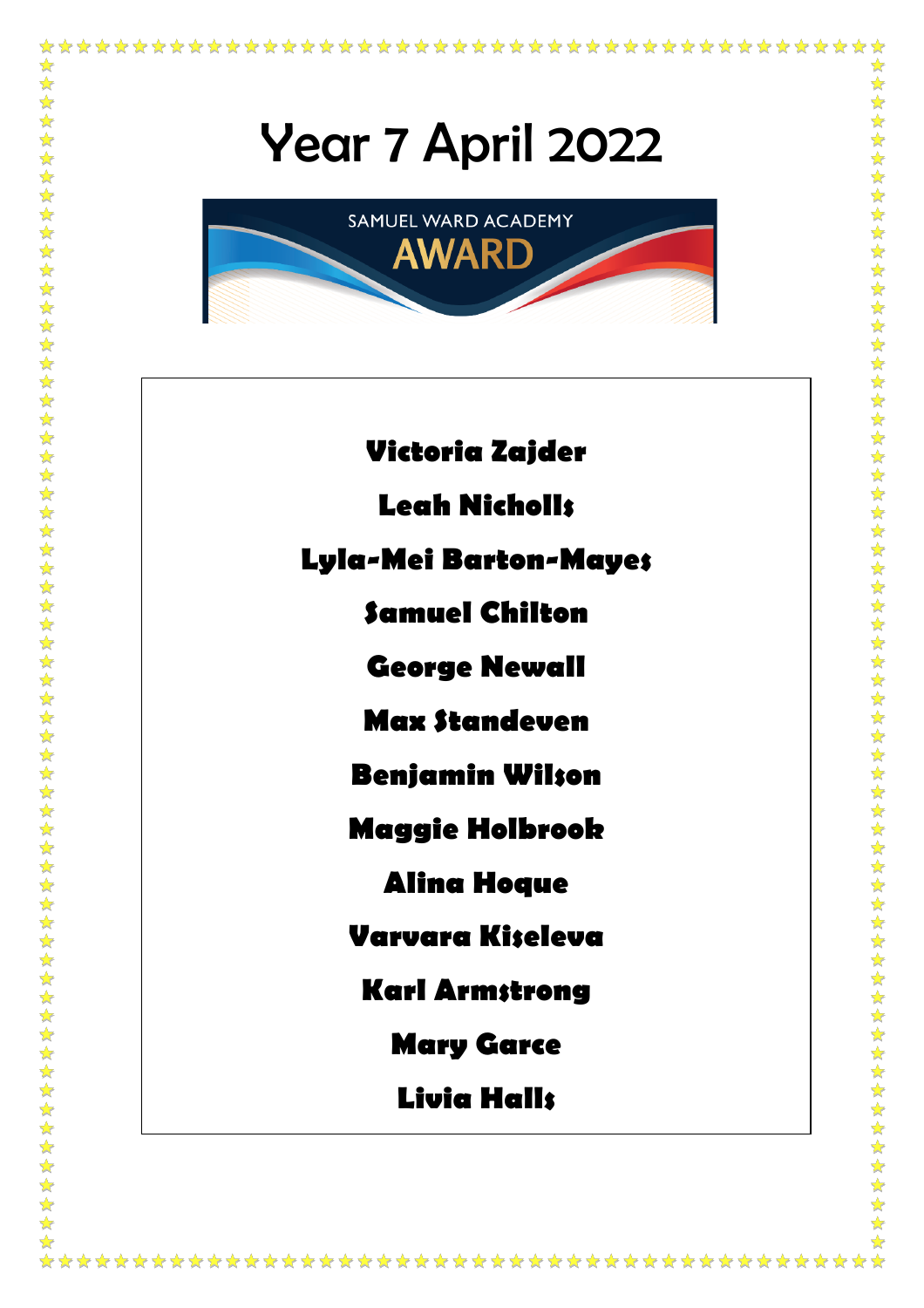# Year 7 April 2022

SAMUEL WARD ACADEMY

AWARD

**Victoria Zajder**

**Leah Nicholls**

**Lyla-Mei Barton-Mayes**

**Samuel Chilton**

**George Newall**

**Max Standeven**

**Benjamin Wilson**

**Maggie Holbrook**

**Alina Hoque**

**Varvara Kiseleva**

**Karl Armstrong**

**Mary Garce**

**Livia Halls**